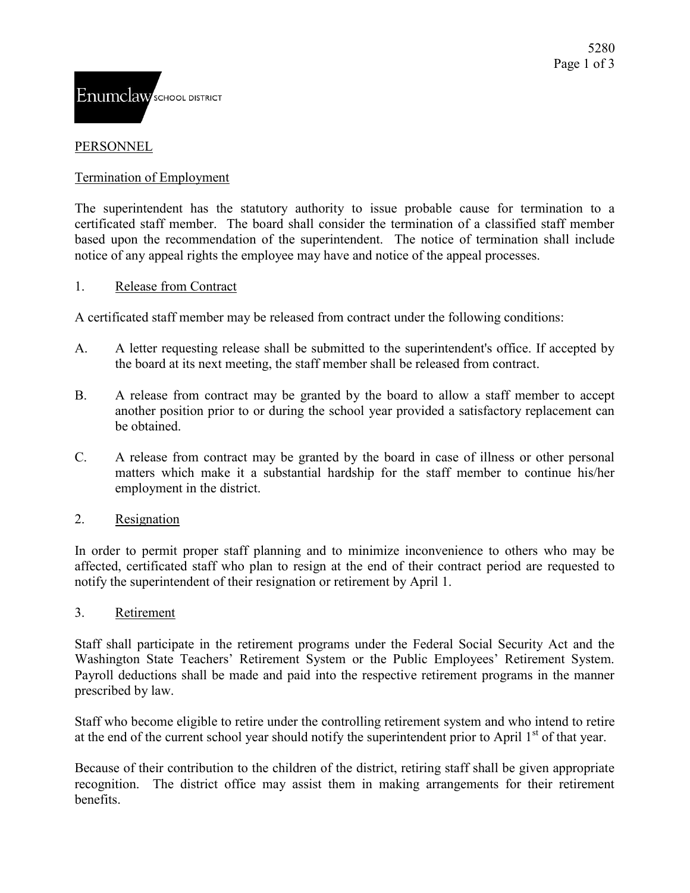# PERSONNEL

## Termination of Employment

The superintendent has the statutory authority to issue probable cause for termination to a certificated staff member. The board shall consider the termination of a classified staff member based upon the recommendation of the superintendent. The notice of termination shall include notice of any appeal rights the employee may have and notice of the appeal processes.

### 1. Release from Contract

A certificated staff member may be released from contract under the following conditions:

A. A letter requesting release shall be submitted to the superintendent's office. If accepted by the board at its next meeting, the staff member shall be released from contract.

B. A release from contract may be granted by the board to allow a staff member to accept another position prior to or during the school year provided a satisfactory replacement can be obtained.

C. A release from contract may be granted by the board in case of illness or other personal matters which make it a substantial hardship for the staff member to continue his/her employment in the district.

### 2. Resignation

In order to permit proper staff planning and to minimize inconvenience to others who may be affected, certificated staff who plan to resign at the end of their contract period are requested to notify the superintendent of their resignation or retirement by April 1.

### 3. Retirement

Staff shall participate in the retirement programs under the Federal Social Security Act and the Washington State Teachers' Retirement System or the Public Employees' Retirement System. Payroll deductions shall be made and paid into the respective retirement programs in the manner prescribed by law.

Staff who become eligible to retire under the controlling retirement system and who intend to retire at the end of the current school year should notify the superintendent prior to April 1st of that year.

Because of their contribution to the children of the district, retiring staff shall be given appropriate recognition. The district office may assist them in making arrangements for their retirement benefits.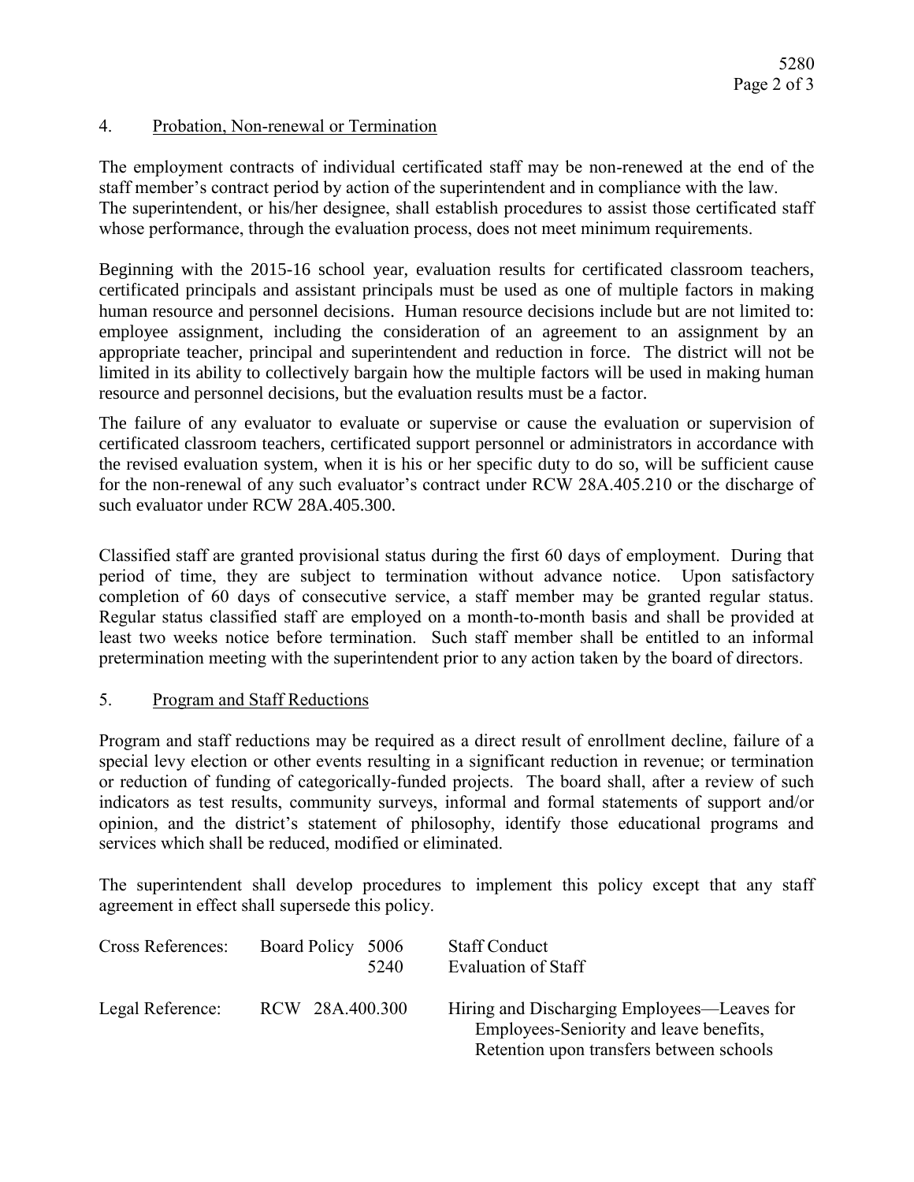## 4. Probation, Non-renewal or Termination

The employment contracts of individual certificated staff may be non-renewed at the end of the staff member's contract period by action of the superintendent and in compliance with the law. The superintendent, or his/her designee, shall establish procedures to assist those certificated staff whose performance, through the evaluation process, does not meet minimum requirements.

Beginning with the 2015-16 school year, evaluation results for certificated classroom teachers, certificated principals and assistant principals must be used as one of multiple factors in making human resource and personnel decisions. Human resource decisions include but are not limited to: employee assignment, including the consideration of an agreement to an assignment by an appropriate teacher, principal and superintendent and reduction in force. The district will not be limited in its ability to collectively bargain how the multiple factors will be used in making human resource and personnel decisions, but the evaluation results must be a factor.

The failure of any evaluator to evaluate or supervise or cause the evaluation or supervision of certificated classroom teachers, certificated support personnel or administrators in accordance with the revised evaluation system, when it is his or her specific duty to do so, will be sufficient cause for the non-renewal of any such evaluator's contract under RCW 28A.405.210 or the discharge of such evaluator under RCW 28A.405.300.

Classified staff are granted provisional status during the first 60 days of employment. During that period of time, they are subject to termination without advance notice. Upon satisfactory completion of 60 days of consecutive service, a staff member may be granted regular status. Regular status classified staff are employed on a month-to-month basis and shall be provided at least two weeks notice before termination. Such staff member shall be entitled to an informal pretermination meeting with the superintendent prior to any action taken by the board of directors.

## 5. Program and Staff Reductions

Program and staff reductions may be required as a direct result of enrollment decline, failure of a special levy election or other events resulting in a significant reduction in revenue; or termination or reduction of funding of categorically-funded projects. The board shall, after a review of such indicators as test results, community surveys, informal and formal statements of support and/or opinion, and the district's statement of philosophy, identify those educational programs and services which shall be reduced, modified or eliminated.

The superintendent shall develop procedures to implement this policy except that any staff agreement in effect shall supersede this policy.

| | | |
|---|---|---|
| Cross References: | Board Policy 5006 | Staff Conduct |
| | 5240 | Evaluation of Staff |
| Legal Reference: | RCW 28A.400.300 | Hiring and Discharging Employees—Leaves for Employees-Seniority and leave benefits, Retention upon transfers between schools |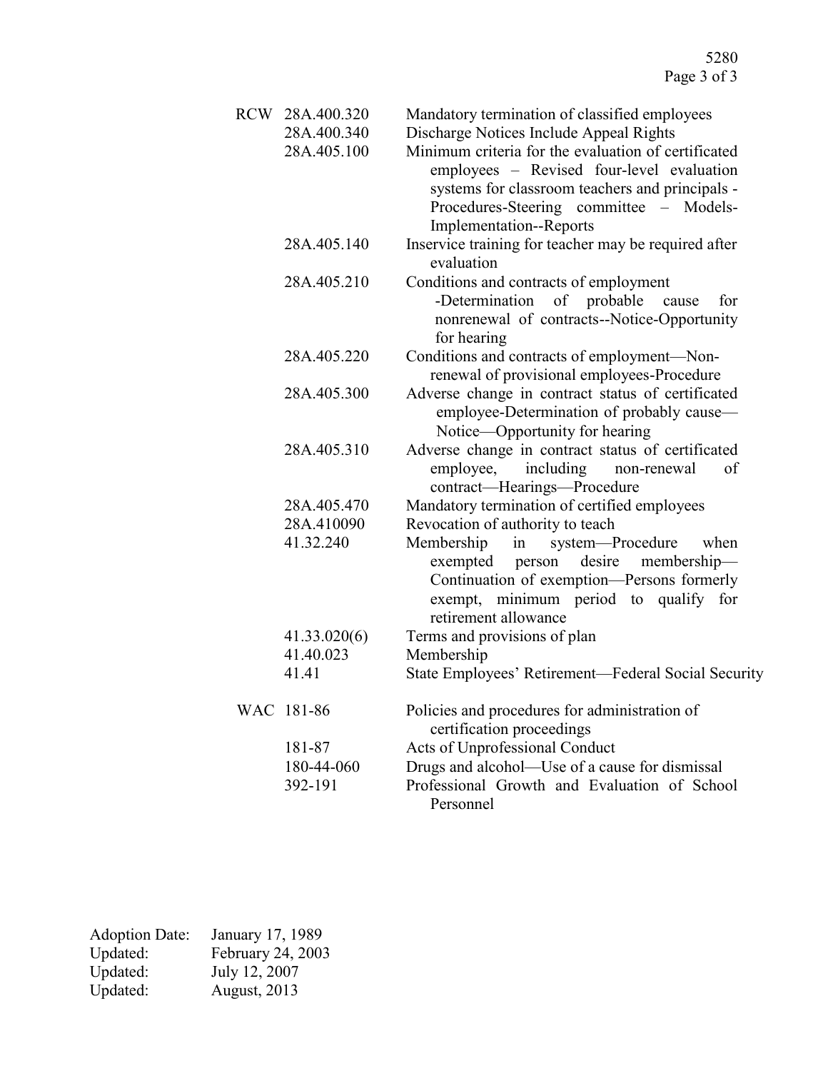| | | |
|---|---|---|
| RCW | 28A.400.320 | Mandatory termination of classified employees |
| | 28A.400.340 | Discharge Notices Include Appeal Rights |
| | 28A.405.100 | Minimum criteria for the evaluation of certificated employees – Revised four-level evaluation systems for classroom teachers and principals - Procedures-Steering committee – Models-Implementation--Reports |
| | 28A.405.140 | Inservice training for teacher may be required after evaluation |
| | 28A.405.210 | Conditions and contracts of employment -Determination of probable cause for nonrenewal of contracts--Notice-Opportunity for hearing |
| | 28A.405.220 | Conditions and contracts of employment—Non-renewal of provisional employees-Procedure |
| | 28A.405.300 | Adverse change in contract status of certificated employee-Determination of probably cause—Notice—Opportunity for hearing |
| | 28A.405.310 | Adverse change in contract status of certificated employee, including non-renewal of contract—Hearings—Procedure |
| | 28A.405.470 | Mandatory termination of certified employees |
| | 28A.410090 | Revocation of authority to teach |
| | 41.32.240 | Membership in system—Procedure when exempted person desire membership—Continuation of exemption—Persons formerly exempt, minimum period to qualify for retirement allowance |
| | 41.33.020(6) | Terms and provisions of plan |
| | 41.40.023 | Membership |
| | 41.41 | State Employees' Retirement—Federal Social Security |
| WAC | 181-86 | Policies and procedures for administration of certification proceedings |
| | 181-87 | Acts of Unprofessional Conduct |
| | 180-44-060 | Drugs and alcohol—Use of a cause for dismissal |
| | 392-191 | Professional Growth and Evaluation of School Personnel |

| | |
|---|---|
| Adoption Date: | January 17, 1989 |
| Updated: | February 24, 2003 |
| Updated: | July 12, 2007 |
| Updated: | August, 2013 |